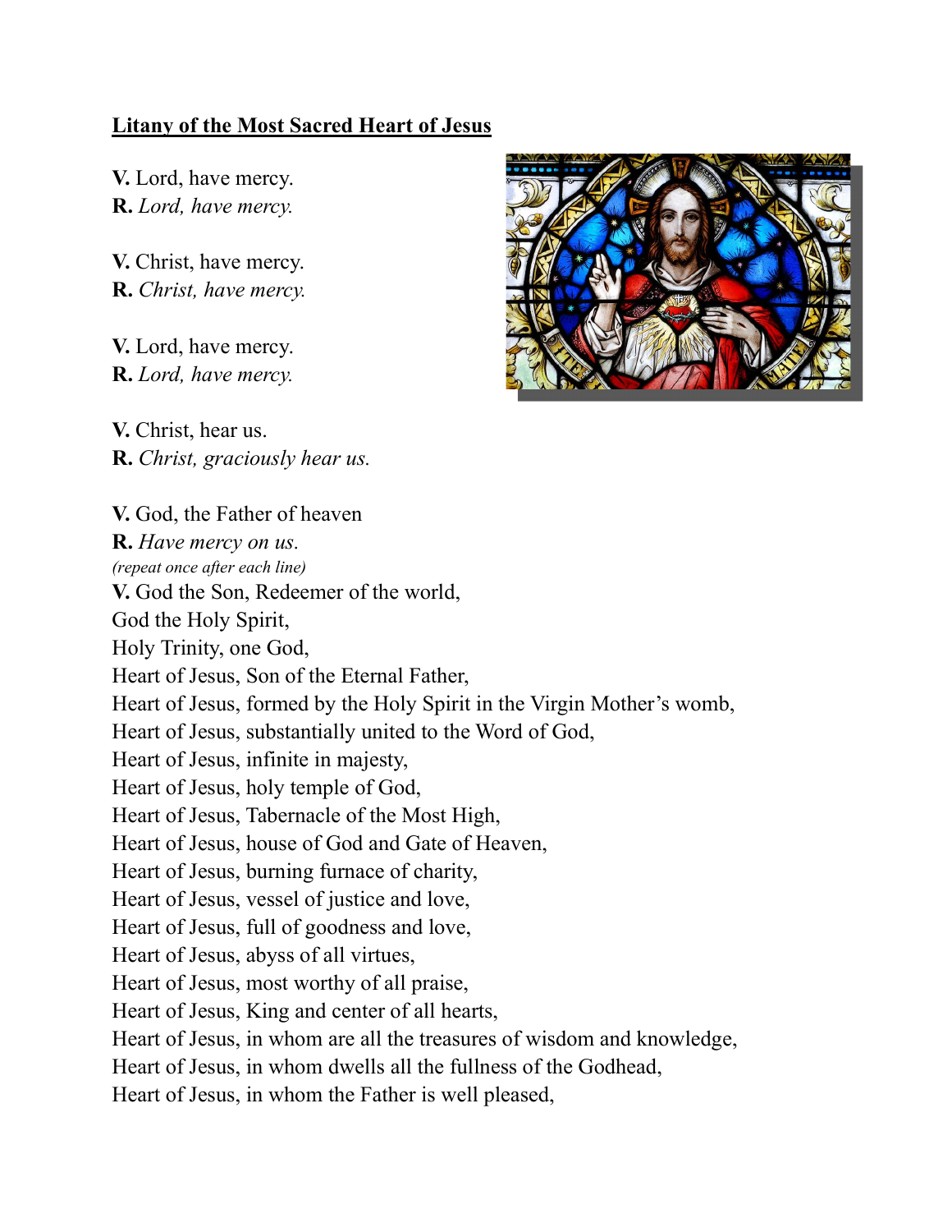# Litany of the Most Sacred Heart of Jesus

**V.** Lord, have mercy.
**R.** *Lord, have mercy.*

**V.** Christ, have mercy.
**R.** *Christ, have mercy.*

**V.** Lord, have mercy.
**R.** *Lord, have mercy.*

**V.** Christ, hear us.
**R.** *Christ, graciously hear us.*

**V.** God, the Father of heaven
**R.** *Have mercy on us.*
*(repeat once after each line)*
**V.** God the Son, Redeemer of the world,
God the Holy Spirit,
Holy Trinity, one God,
Heart of Jesus, Son of the Eternal Father,
Heart of Jesus, formed by the Holy Spirit in the Virgin Mother's womb,
Heart of Jesus, substantially united to the Word of God,
Heart of Jesus, infinite in majesty,
Heart of Jesus, holy temple of God,
Heart of Jesus, Tabernacle of the Most High,
Heart of Jesus, house of God and Gate of Heaven,
Heart of Jesus, burning furnace of charity,
Heart of Jesus, vessel of justice and love,
Heart of Jesus, full of goodness and love,
Heart of Jesus, abyss of all virtues,
Heart of Jesus, most worthy of all praise,
Heart of Jesus, King and center of all hearts,
Heart of Jesus, in whom are all the treasures of wisdom and knowledge,
Heart of Jesus, in whom dwells all the fullness of the Godhead,
Heart of Jesus, in whom the Father is well pleased,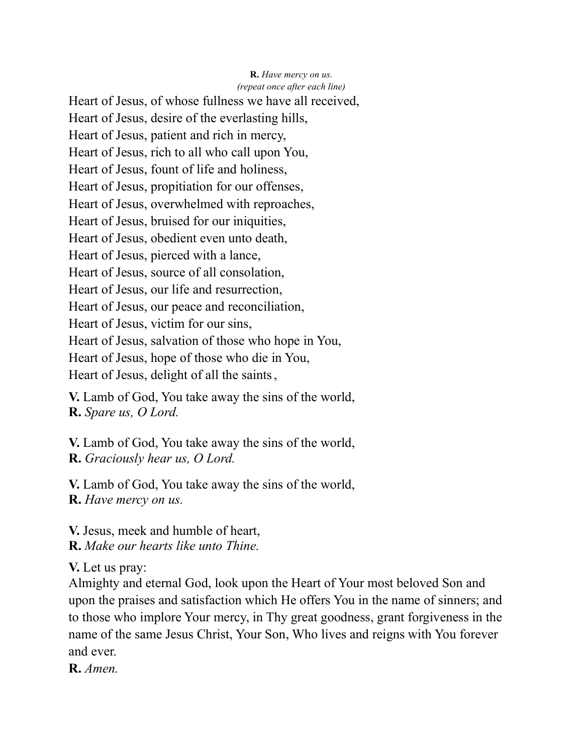**R.** *Have mercy on us.*
*(repeat once after each line)*

Heart of Jesus, of whose fullness we have all received,
Heart of Jesus, desire of the everlasting hills,
Heart of Jesus, patient and rich in mercy,
Heart of Jesus, rich to all who call upon You,
Heart of Jesus, fount of life and holiness,
Heart of Jesus, propitiation for our offenses,
Heart of Jesus, overwhelmed with reproaches,
Heart of Jesus, bruised for our iniquities,
Heart of Jesus, obedient even unto death,
Heart of Jesus, pierced with a lance,
Heart of Jesus, source of all consolation,
Heart of Jesus, our life and resurrection,
Heart of Jesus, our peace and reconciliation,
Heart of Jesus, victim for our sins,
Heart of Jesus, salvation of those who hope in You,
Heart of Jesus, hope of those who die in You,
Heart of Jesus, delight of all the saints,

**V.** Lamb of God, You take away the sins of the world,
**R.** *Spare us, O Lord.*

**V.** Lamb of God, You take away the sins of the world,
**R.** *Graciously hear us, O Lord.*

**V.** Lamb of God, You take away the sins of the world,
**R.** *Have mercy on us.*

**V.** Jesus, meek and humble of heart,
**R.** *Make our hearts like unto Thine.*

**V.** Let us pray:
Almighty and eternal God, look upon the Heart of Your most beloved Son and upon the praises and satisfaction which He offers You in the name of sinners; and to those who implore Your mercy, in Thy great goodness, grant forgiveness in the name of the same Jesus Christ, Your Son, Who lives and reigns with You forever and ever.
**R.** *Amen.*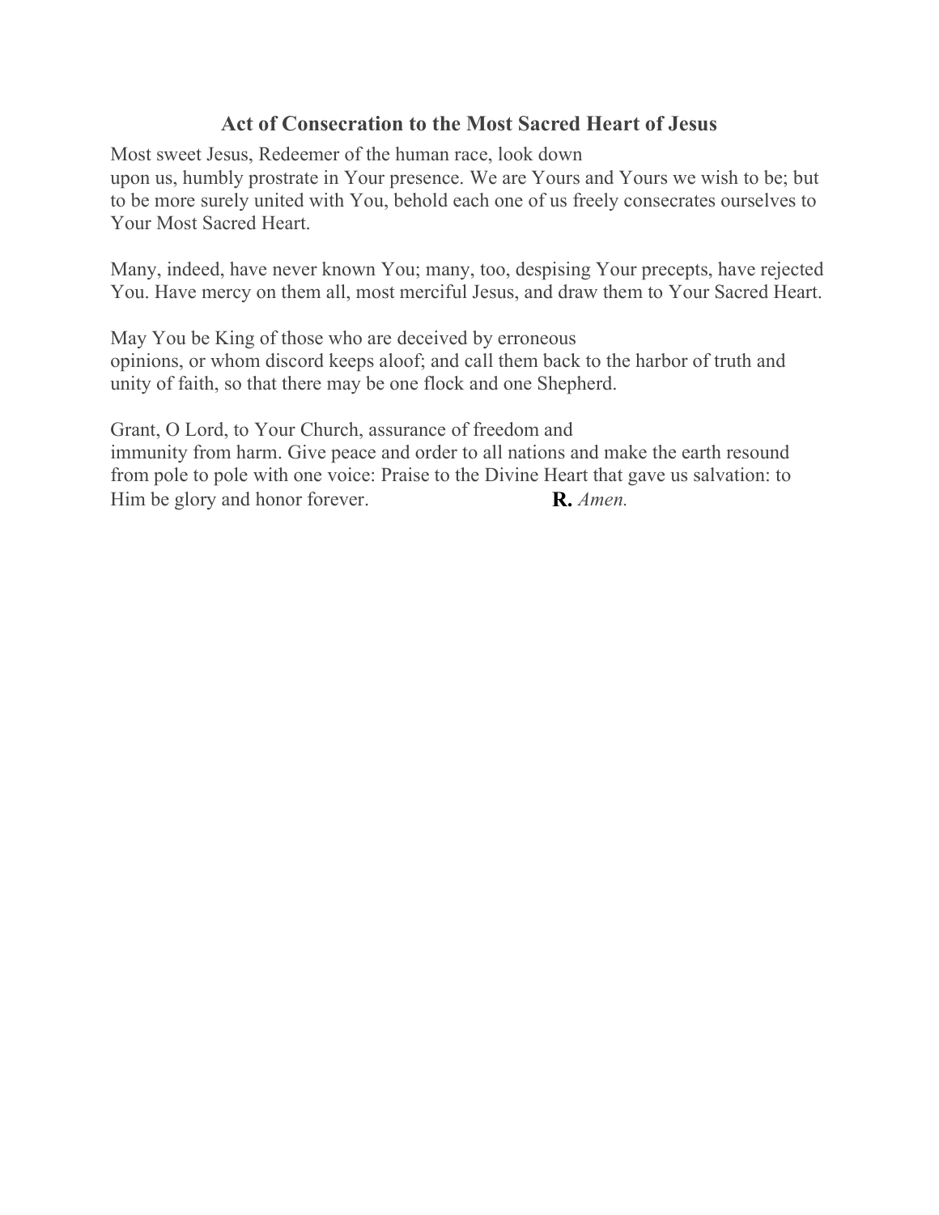## Act of Consecration to the Most Sacred Heart of Jesus

Most sweet Jesus, Redeemer of the human race, look down upon us, humbly prostrate in Your presence. We are Yours and Yours we wish to be; but to be more surely united with You, behold each one of us freely consecrates ourselves to Your Most Sacred Heart.

Many, indeed, have never known You; many, too, despising Your precepts, have rejected You. Have mercy on them all, most merciful Jesus, and draw them to Your Sacred Heart.

May You be King of those who are deceived by erroneous opinions, or whom discord keeps aloof; and call them back to the harbor of truth and unity of faith, so that there may be one flock and one Shepherd.

Grant, O Lord, to Your Church, assurance of freedom and immunity from harm. Give peace and order to all nations and make the earth resound from pole to pole with one voice: Praise to the Divine Heart that gave us salvation: to Him be glory and honor forever. **R.** *Amen.*